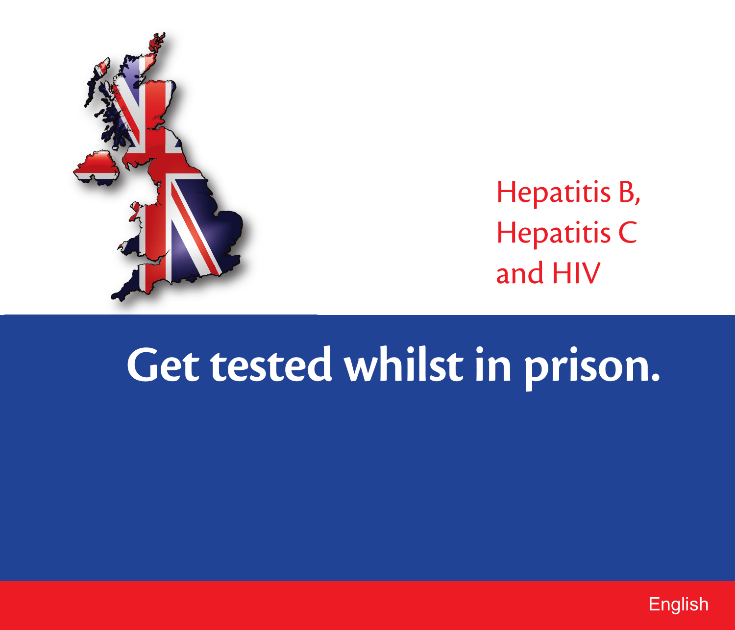Hepatitis B,
Hepatitis C
and HIV

# Get tested whilst in prison.

English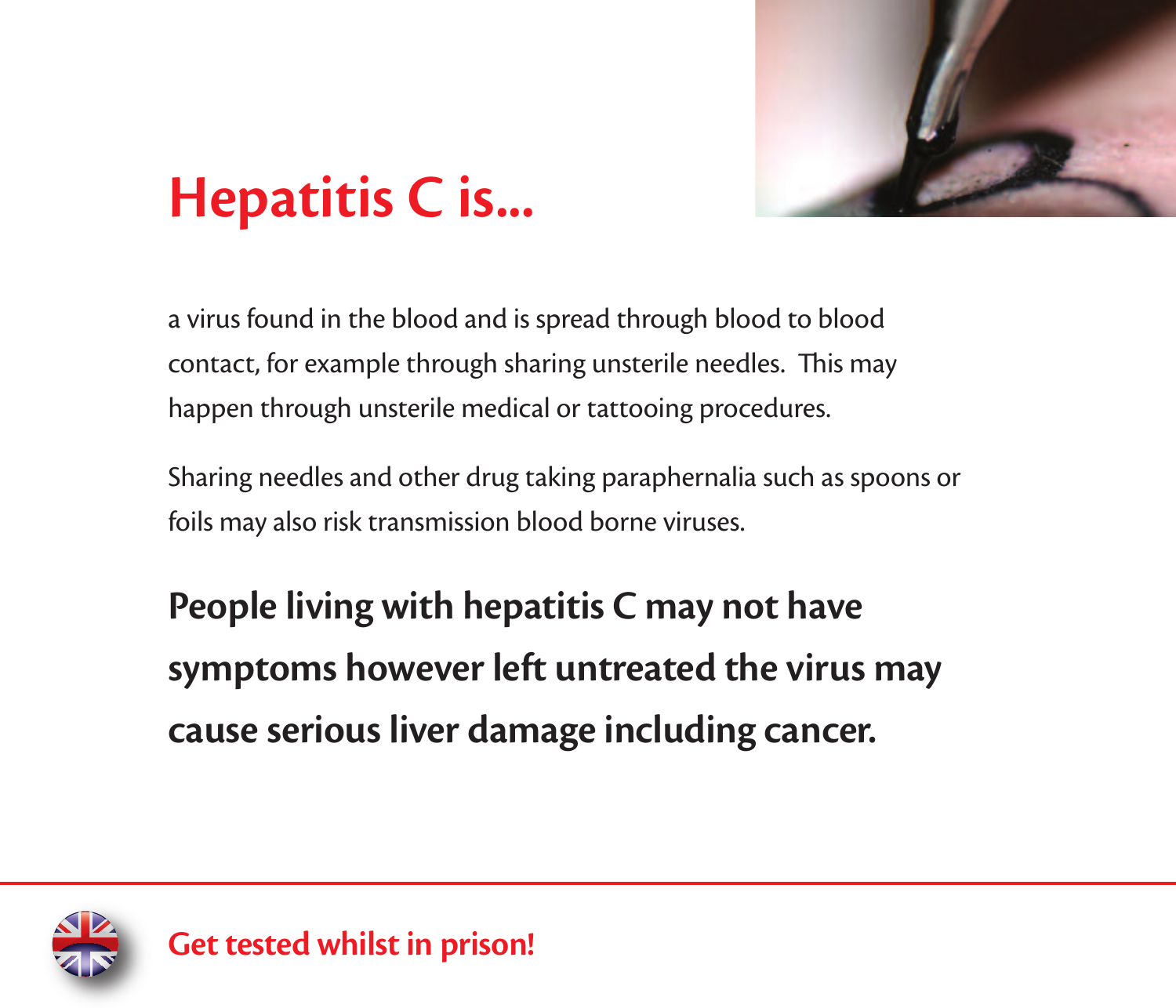# Hepatitis C is...

a virus found in the blood and is spread through blood to blood contact, for example through sharing unsterile needles. This may happen through unsterile medical or tattooing procedures.

Sharing needles and other drug taking paraphernalia such as spoons or foils may also risk transmission blood borne viruses.

**People living with hepatitis C may not have symptoms however left untreated the virus may cause serious liver damage including cancer.**

**Get tested whilst in prison!**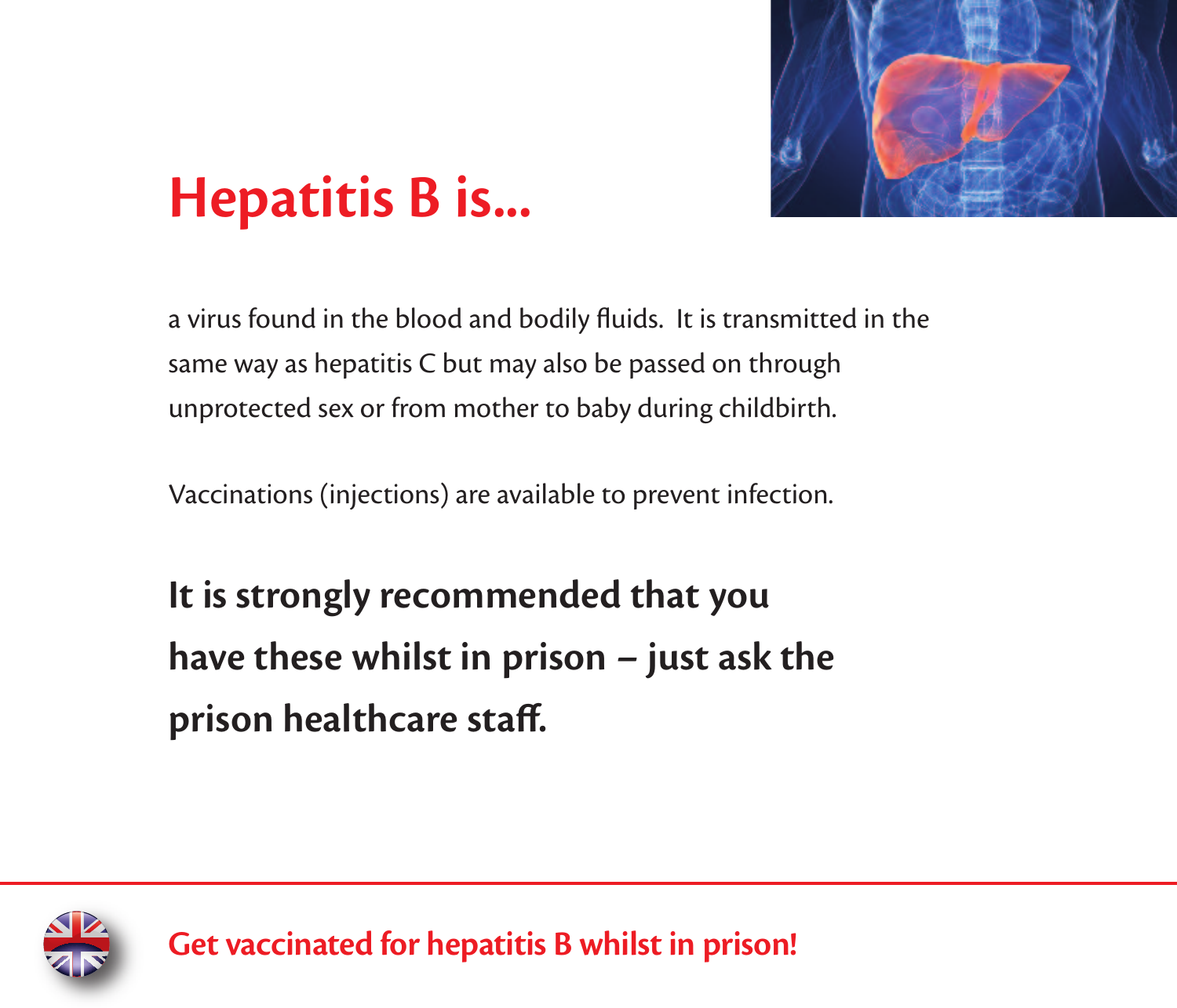# Hepatitis B is...

a virus found in the blood and bodily fluids. It is transmitted in the same way as hepatitis C but may also be passed on through unprotected sex or from mother to baby during childbirth.

Vaccinations (injections) are available to prevent infection.

**It is strongly recommended that you have these whilst in prison – just ask the prison healthcare staff.**

**Get vaccinated for hepatitis B whilst in prison!**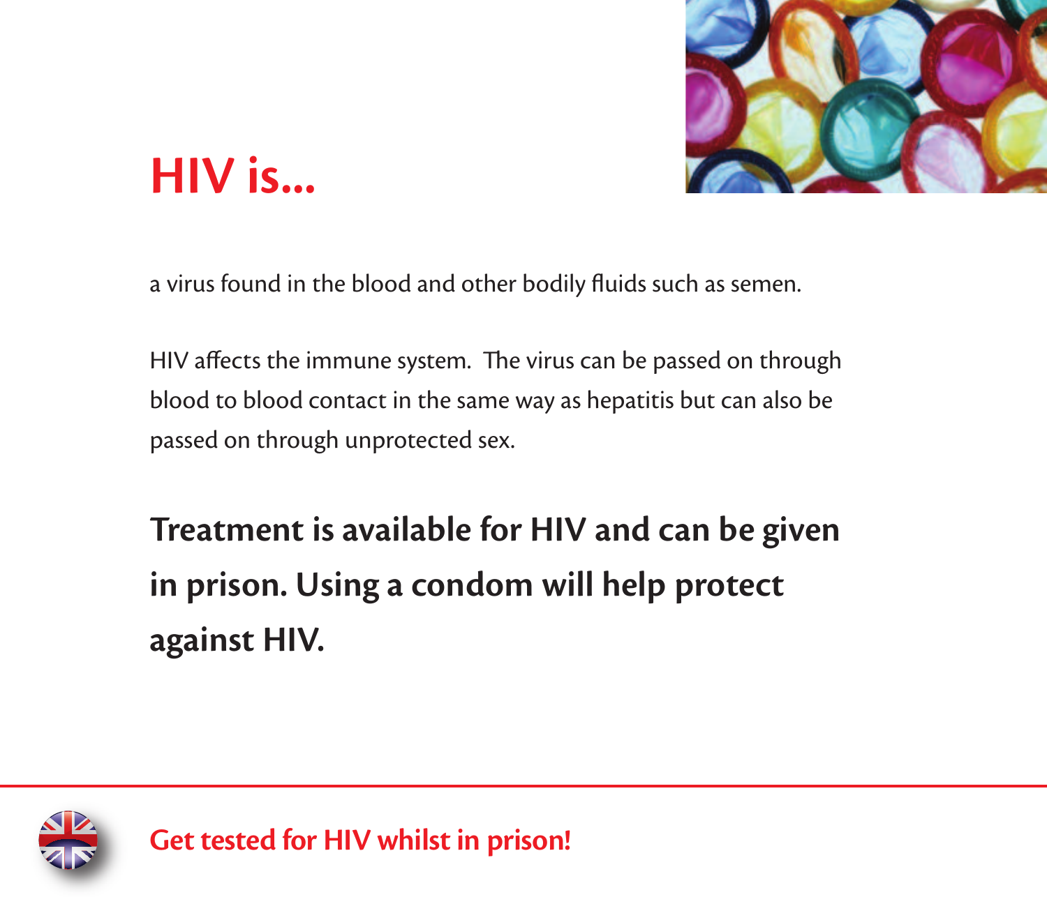# HIV is...

a virus found in the blood and other bodily fluids such as semen.

HIV affects the immune system. The virus can be passed on through blood to blood contact in the same way as hepatitis but can also be passed on through unprotected sex.

**Treatment is available for HIV and can be given in prison. Using a condom will help protect against HIV.**

**Get tested for HIV whilst in prison!**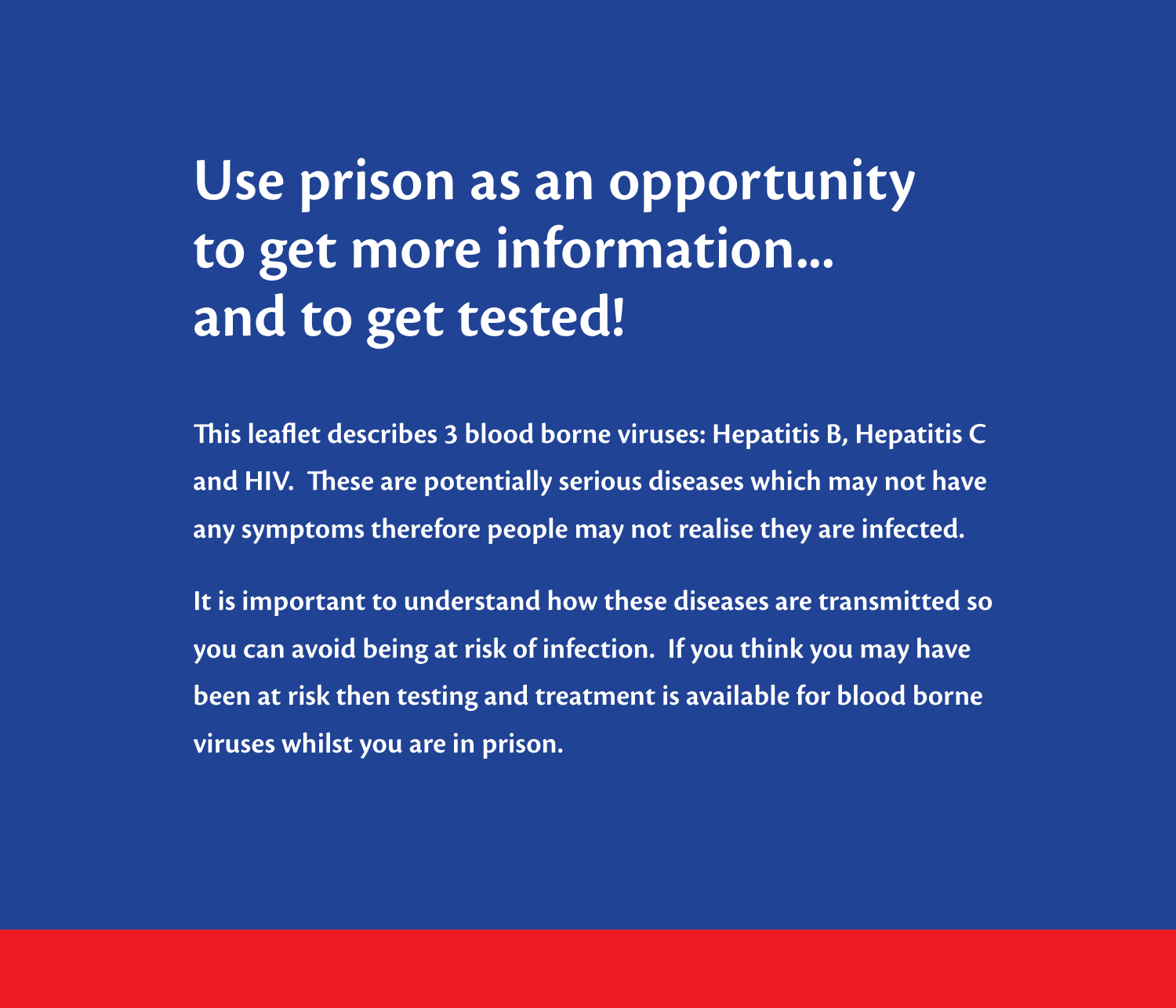# Use prison as an opportunity to get more information... and to get tested!

This leaflet describes 3 blood borne viruses: Hepatitis B, Hepatitis C and HIV. These are potentially serious diseases which may not have any symptoms therefore people may not realise they are infected.

It is important to understand how these diseases are transmitted so you can avoid being at risk of infection. If you think you may have been at risk then testing and treatment is available for blood borne viruses whilst you are in prison.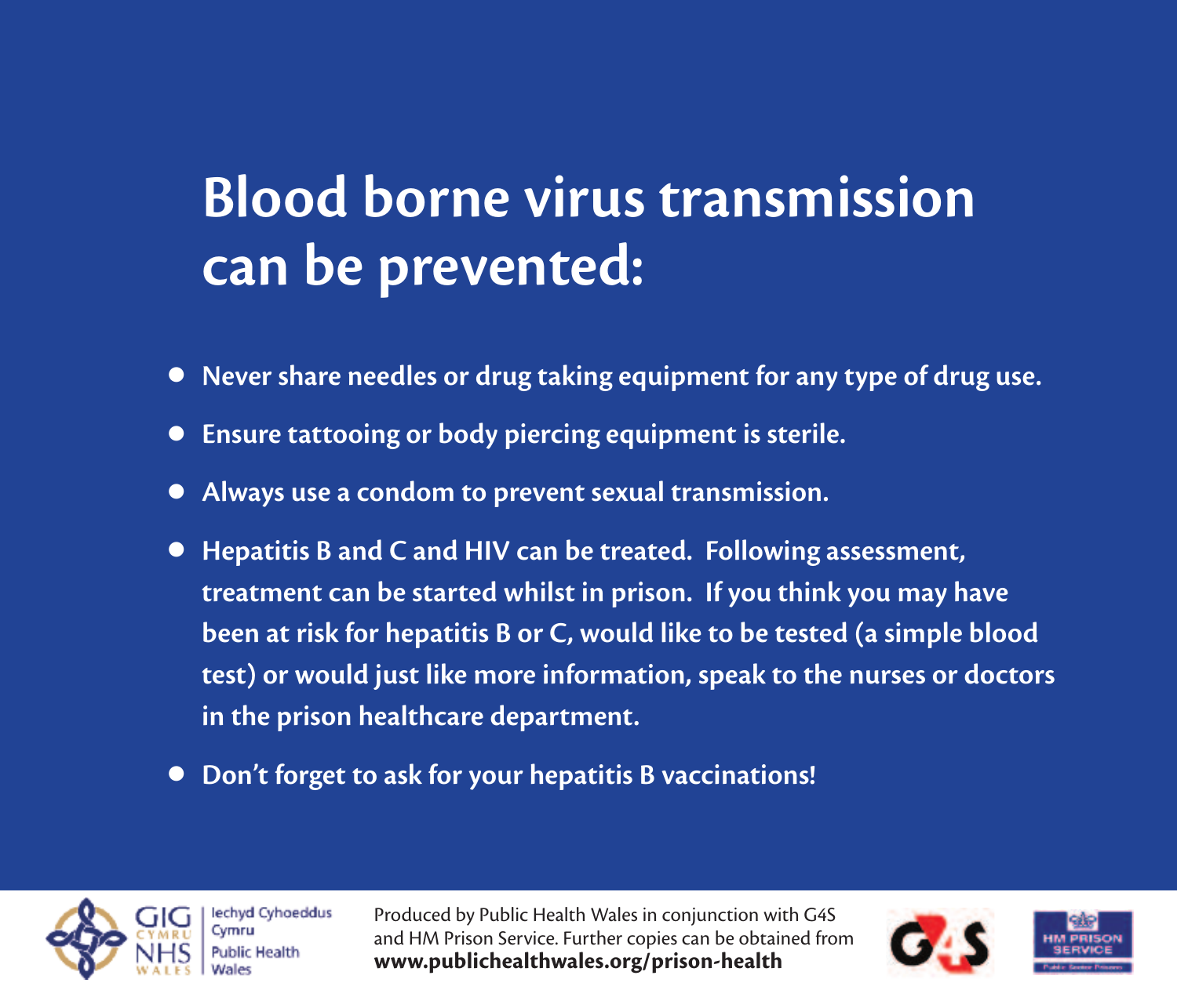# Blood borne virus transmission can be prevented:

- Never share needles or drug taking equipment for any type of drug use.
- Ensure tattooing or body piercing equipment is sterile.
- Always use a condom to prevent sexual transmission.
- Hepatitis B and C and HIV can be treated. Following assessment, treatment can be started whilst in prison. If you think you may have been at risk for hepatitis B or C, would like to be tested (a simple blood test) or would just like more information, speak to the nurses or doctors in the prison healthcare department.
- Don't forget to ask for your hepatitis B vaccinations!

GIG CYMRU NHS WALES | Iechyd Cyhoeddus Cymru | Public Health Wales

Produced by Public Health Wales in conjunction with G4S and HM Prison Service. Further copies can be obtained from **www.publichealthwales.org/prison-health**